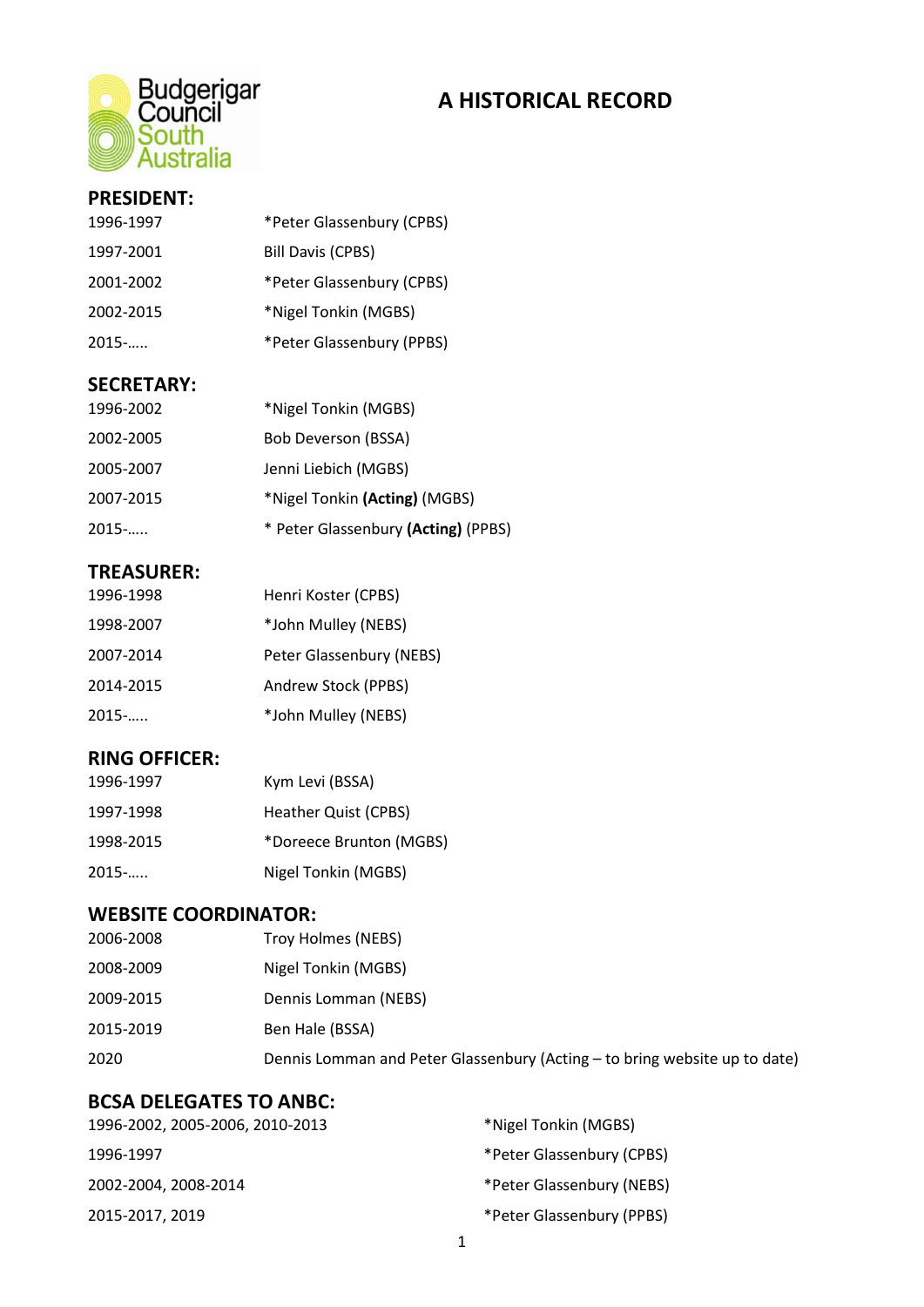# A HISTORICAL RECORD

## PRESIDENT:

| | |
|---|---|
| 1996-1997 | *Peter Glassenbury (CPBS) |
| 1997-2001 | Bill Davis (CPBS) |
| 2001-2002 | *Peter Glassenbury (CPBS) |
| 2002-2015 | *Nigel Tonkin (MGBS) |
| 2015-..... | *Peter Glassenbury (PPBS) |

## SECRETARY:

| | |
|---|---|
| 1996-2002 | *Nigel Tonkin (MGBS) |
| 2002-2005 | Bob Deverson (BSSA) |
| 2005-2007 | Jenni Liebich (MGBS) |
| 2007-2015 | *Nigel Tonkin **(Acting)** (MGBS) |
| 2015-..... | * Peter Glassenbury **(Acting)** (PPBS) |

## TREASURER:

| | |
|---|---|
| 1996-1998 | Henri Koster (CPBS) |
| 1998-2007 | *John Mulley (NEBS) |
| 2007-2014 | Peter Glassenbury (NEBS) |
| 2014-2015 | Andrew Stock (PPBS) |
| 2015-..... | *John Mulley (NEBS) |

## RING OFFICER:

| | |
|---|---|
| 1996-1997 | Kym Levi (BSSA) |
| 1997-1998 | Heather Quist (CPBS) |
| 1998-2015 | *Doreece Brunton (MGBS) |
| 2015-..... | Nigel Tonkin (MGBS) |

## WEBSITE COORDINATOR:

| | |
|---|---|
| 2006-2008 | Troy Holmes (NEBS) |
| 2008-2009 | Nigel Tonkin (MGBS) |
| 2009-2015 | Dennis Lomman (NEBS) |
| 2015-2019 | Ben Hale (BSSA) |
| 2020 | Dennis Lomman and Peter Glassenbury (Acting – to bring website up to date) |

## BCSA DELEGATES TO ANBC:

| | |
|---|---|
| 1996-2002, 2005-2006, 2010-2013 | *Nigel Tonkin (MGBS) |
| 1996-1997 | *Peter Glassenbury (CPBS) |
| 2002-2004, 2008-2014 | *Peter Glassenbury (NEBS) |
| 2015-2017, 2019 | *Peter Glassenbury (PPBS) |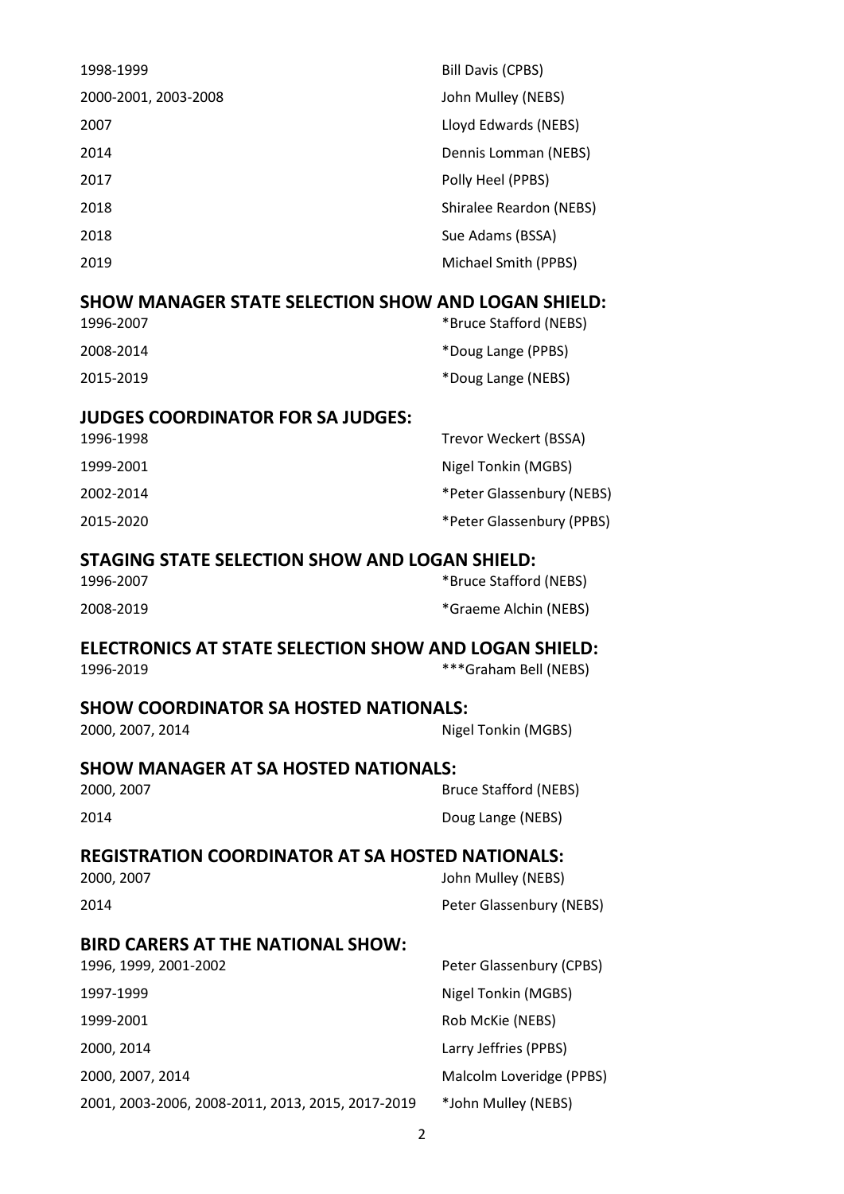| | |
|---|---|
| 1998-1999 | Bill Davis (CPBS) |
| 2000-2001, 2003-2008 | John Mulley (NEBS) |
| 2007 | Lloyd Edwards (NEBS) |
| 2014 | Dennis Lomman (NEBS) |
| 2017 | Polly Heel (PPBS) |
| 2018 | Shiralee Reardon (NEBS) |
| 2018 | Sue Adams (BSSA) |
| 2019 | Michael Smith (PPBS) |

## SHOW MANAGER STATE SELECTION SHOW AND LOGAN SHIELD:

| | |
|---|---|
| 1996-2007 | *Bruce Stafford (NEBS) |
| 2008-2014 | *Doug Lange (PPBS) |
| 2015-2019 | *Doug Lange (NEBS) |

## JUDGES COORDINATOR FOR SA JUDGES:

| | |
|---|---|
| 1996-1998 | Trevor Weckert (BSSA) |
| 1999-2001 | Nigel Tonkin (MGBS) |
| 2002-2014 | *Peter Glassenbury (NEBS) |
| 2015-2020 | *Peter Glassenbury (PPBS) |

## STAGING STATE SELECTION SHOW AND LOGAN SHIELD:

| | |
|---|---|
| 1996-2007 | *Bruce Stafford (NEBS) |
| 2008-2019 | *Graeme Alchin (NEBS) |

## ELECTRONICS AT STATE SELECTION SHOW AND LOGAN SHIELD:

| | |
|---|---|
| 1996-2019 | ***Graham Bell (NEBS) |

## SHOW COORDINATOR SA HOSTED NATIONALS:

| | |
|---|---|
| 2000, 2007, 2014 | Nigel Tonkin (MGBS) |

## SHOW MANAGER AT SA HOSTED NATIONALS:

| | |
|---|---|
| 2000, 2007 | Bruce Stafford (NEBS) |
| 2014 | Doug Lange (NEBS) |

## REGISTRATION COORDINATOR AT SA HOSTED NATIONALS:

| | |
|---|---|
| 2000, 2007 | John Mulley (NEBS) |
| 2014 | Peter Glassenbury (NEBS) |

## BIRD CARERS AT THE NATIONAL SHOW:

| | |
|---|---|
| 1996, 1999, 2001-2002 | Peter Glassenbury (CPBS) |
| 1997-1999 | Nigel Tonkin (MGBS) |
| 1999-2001 | Rob McKie (NEBS) |
| 2000, 2014 | Larry Jeffries (PPBS) |
| 2000, 2007, 2014 | Malcolm Loveridge (PPBS) |
| 2001, 2003-2006, 2008-2011, 2013, 2015, 2017-2019 | *John Mulley (NEBS) |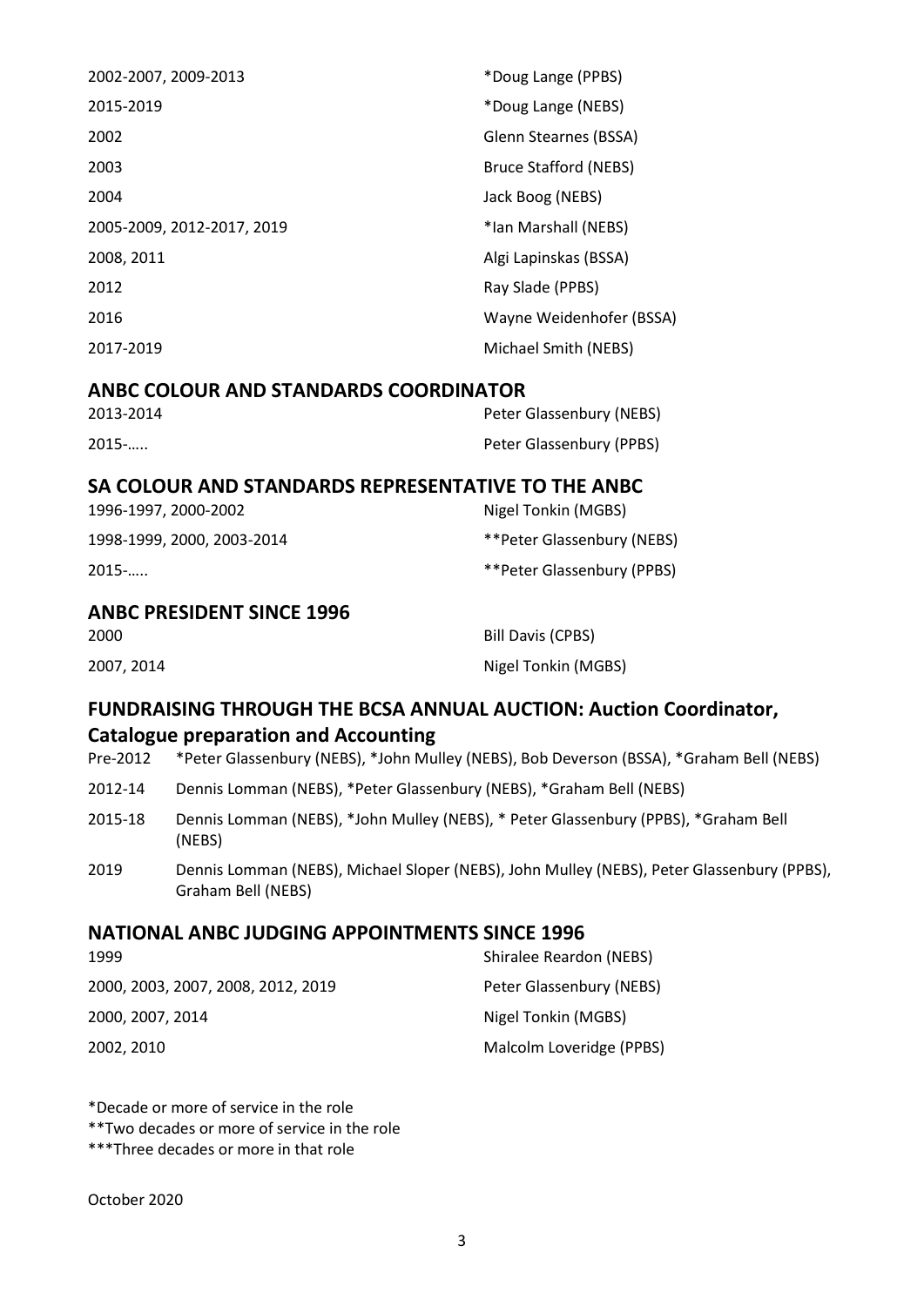| | |
|---|---|
| 2002-2007, 2009-2013 | *Doug Lange (PPBS) |
| 2015-2019 | *Doug Lange (NEBS) |
| 2002 | Glenn Stearnes (BSSA) |
| 2003 | Bruce Stafford (NEBS) |
| 2004 | Jack Boog (NEBS) |
| 2005-2009, 2012-2017, 2019 | *Ian Marshall (NEBS) |
| 2008, 2011 | Algi Lapinskas (BSSA) |
| 2012 | Ray Slade (PPBS) |
| 2016 | Wayne Weidenhofer (BSSA) |
| 2017-2019 | Michael Smith (NEBS) |

## ANBC COLOUR AND STANDARDS COORDINATOR

| | |
|---|---|
| 2013-2014 | Peter Glassenbury (NEBS) |
| 2015-….. | Peter Glassenbury (PPBS) |

## SA COLOUR AND STANDARDS REPRESENTATIVE TO THE ANBC

| | |
|---|---|
| 1996-1997, 2000-2002 | Nigel Tonkin (MGBS) |
| 1998-1999, 2000, 2003-2014 | **Peter Glassenbury (NEBS) |
| 2015-….. | **Peter Glassenbury (PPBS) |

## ANBC PRESIDENT SINCE 1996

| | |
|---|---|
| 2000 | Bill Davis (CPBS) |
| 2007, 2014 | Nigel Tonkin (MGBS) |

## FUNDRAISING THROUGH THE BCSA ANNUAL AUCTION: Auction Coordinator, Catalogue preparation and Accounting

| | |
|---|---|
| Pre-2012 | *Peter Glassenbury (NEBS), *John Mulley (NEBS), Bob Deverson (BSSA), *Graham Bell (NEBS) |
| 2012-14 | Dennis Lomman (NEBS), *Peter Glassenbury (NEBS), *Graham Bell (NEBS) |
| 2015-18 | Dennis Lomman (NEBS), *John Mulley (NEBS), * Peter Glassenbury (PPBS), *Graham Bell (NEBS) |
| 2019 | Dennis Lomman (NEBS), Michael Sloper (NEBS), John Mulley (NEBS), Peter Glassenbury (PPBS), Graham Bell (NEBS) |

## NATIONAL ANBC JUDGING APPOINTMENTS SINCE 1996

| | |
|---|---|
| 1999 | Shiralee Reardon (NEBS) |
| 2000, 2003, 2007, 2008, 2012, 2019 | Peter Glassenbury (NEBS) |
| 2000, 2007, 2014 | Nigel Tonkin (MGBS) |
| 2002, 2010 | Malcolm Loveridge (PPBS) |

*Decade or more of service in the role
**Two decades or more of service in the role
***Three decades or more in that role

October 2020